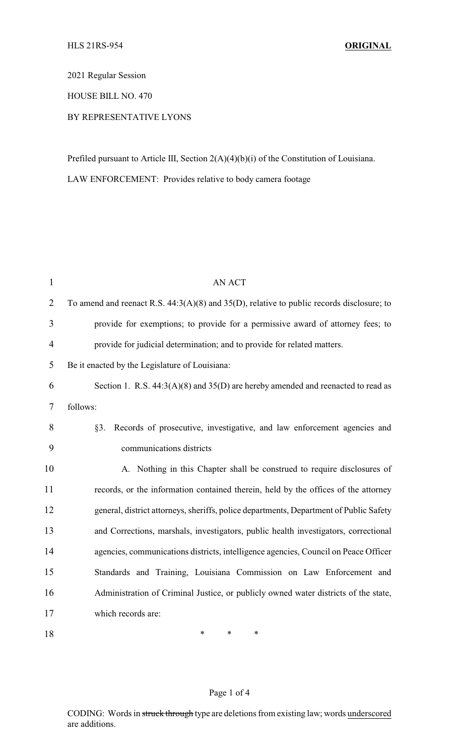HLS 21RS-954 **ORIGINAL**

2021 Regular Session

HOUSE BILL NO. 470

BY REPRESENTATIVE LYONS

Prefiled pursuant to Article III, Section 2(A)(4)(b)(i) of the Constitution of Louisiana.

LAW ENFORCEMENT: Provides relative to body camera footage

AN ACT

To amend and reenact R.S. 44:3(A)(8) and 35(D), relative to public records disclosure; to provide for exemptions; to provide for a permissive award of attorney fees; to provide for judicial determination; and to provide for related matters.

Be it enacted by the Legislature of Louisiana:

Section 1. R.S. 44:3(A)(8) and 35(D) are hereby amended and reenacted to read as follows:

§3. Records of prosecutive, investigative, and law enforcement agencies and communications districts

A. Nothing in this Chapter shall be construed to require disclosures of records, or the information contained therein, held by the offices of the attorney general, district attorneys, sheriffs, police departments, Department of Public Safety and Corrections, marshals, investigators, public health investigators, correctional agencies, communications districts, intelligence agencies, Council on Peace Officer Standards and Training, Louisiana Commission on Law Enforcement and Administration of Criminal Justice, or publicly owned water districts of the state, which records are:

\* \* \*

CODING: Words in ~~struck through~~ type are deletions from existing law; words underscored are additions.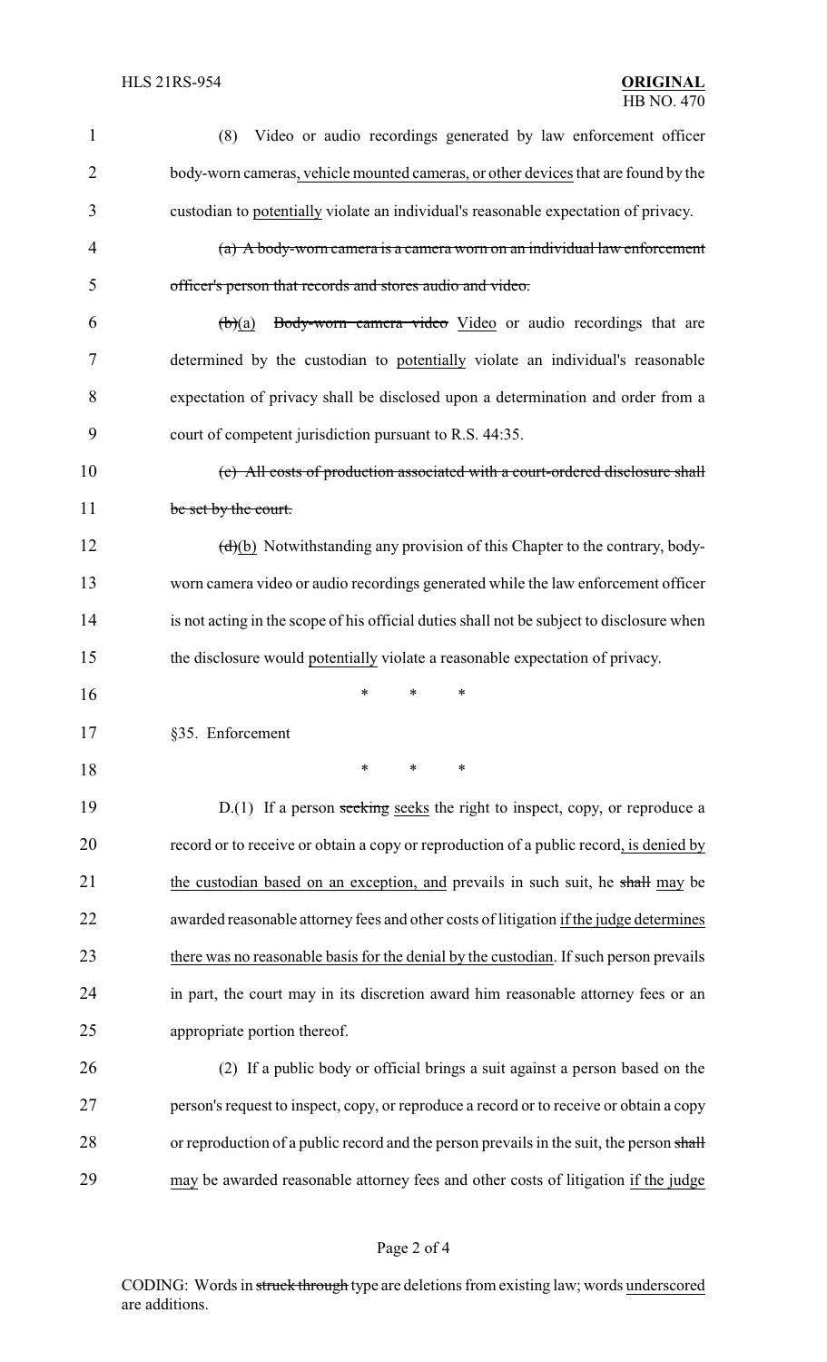(8) Video or audio recordings generated by law enforcement officer body-worn cameras, vehicle mounted cameras, or other devices that are found by the custodian to potentially violate an individual's reasonable expectation of privacy.

~~(a) A body-worn camera is a camera worn on an individual law enforcement officer's person that records and stores audio and video.~~

~~(b)~~(a) ~~Body-worn camera video~~ Video or audio recordings that are determined by the custodian to potentially violate an individual's reasonable expectation of privacy shall be disclosed upon a determination and order from a court of competent jurisdiction pursuant to R.S. 44:35.

~~(c) All costs of production associated with a court-ordered disclosure shall be set by the court.~~

~~(d)~~(b) Notwithstanding any provision of this Chapter to the contrary, body-worn camera video or audio recordings generated while the law enforcement officer is not acting in the scope of his official duties shall not be subject to disclosure when the disclosure would potentially violate a reasonable expectation of privacy.

\* \* \*

§35. Enforcement

\* \* \*

D.(1) If a person ~~seeking~~ seeks the right to inspect, copy, or reproduce a record or to receive or obtain a copy or reproduction of a public record, is denied by the custodian based on an exception, and prevails in such suit, he ~~shall~~ may be awarded reasonable attorney fees and other costs of litigation if the judge determines there was no reasonable basis for the denial by the custodian. If such person prevails in part, the court may in its discretion award him reasonable attorney fees or an appropriate portion thereof.

(2) If a public body or official brings a suit against a person based on the person's request to inspect, copy, or reproduce a record or to receive or obtain a copy or reproduction of a public record and the person prevails in the suit, the person ~~shall~~ may be awarded reasonable attorney fees and other costs of litigation if the judge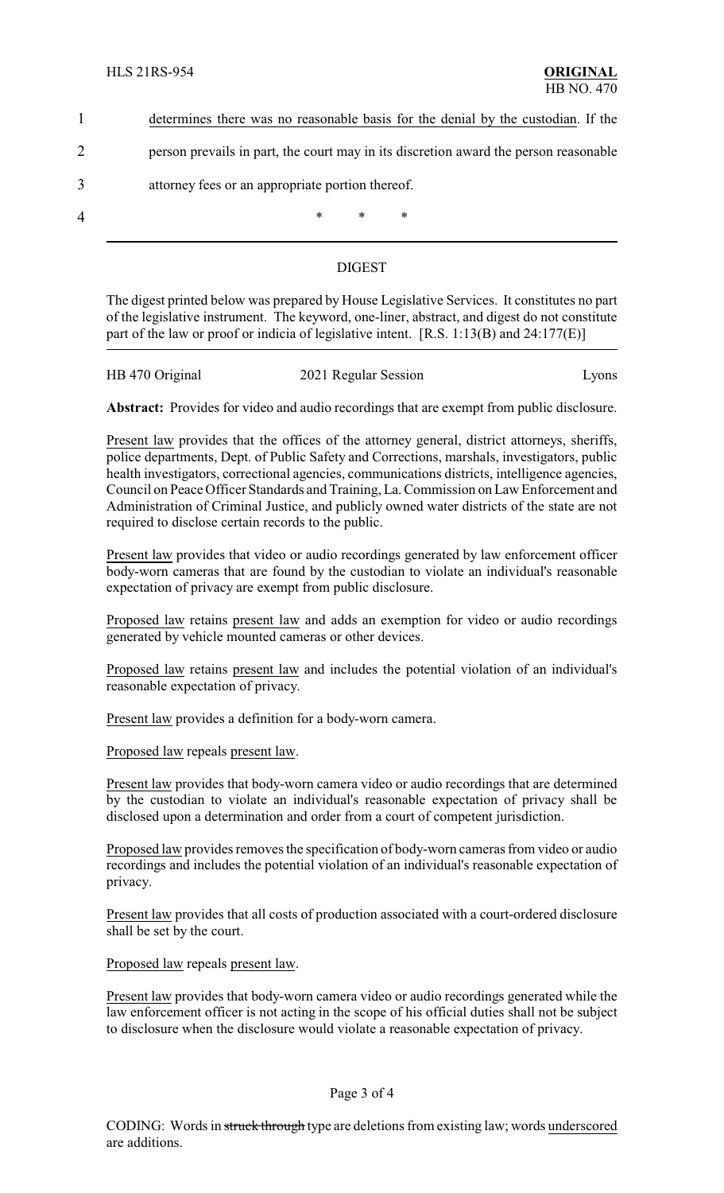1 determines there was no reasonable basis for the denial by the custodian. If the

2 person prevails in part, the court may in its discretion award the person reasonable

3 attorney fees or an appropriate portion thereof.

4 * * *

## DIGEST

The digest printed below was prepared by House Legislative Services. It constitutes no part of the legislative instrument. The keyword, one-liner, abstract, and digest do not constitute part of the law or proof or indicia of legislative intent. [R.S. 1:13(B) and 24:177(E)]

HB 470 Original 2021 Regular Session Lyons

**Abstract:** Provides for video and audio recordings that are exempt from public disclosure.

Present law provides that the offices of the attorney general, district attorneys, sheriffs, police departments, Dept. of Public Safety and Corrections, marshals, investigators, public health investigators, correctional agencies, communications districts, intelligence agencies, Council on Peace Officer Standards and Training, La. Commission on Law Enforcement and Administration of Criminal Justice, and publicly owned water districts of the state are not required to disclose certain records to the public.

Present law provides that video or audio recordings generated by law enforcement officer body-worn cameras that are found by the custodian to violate an individual's reasonable expectation of privacy are exempt from public disclosure.

Proposed law retains present law and adds an exemption for video or audio recordings generated by vehicle mounted cameras or other devices.

Proposed law retains present law and includes the potential violation of an individual's reasonable expectation of privacy.

Present law provides a definition for a body-worn camera.

Proposed law repeals present law.

Present law provides that body-worn camera video or audio recordings that are determined by the custodian to violate an individual's reasonable expectation of privacy shall be disclosed upon a determination and order from a court of competent jurisdiction.

Proposed law provides removes the specification of body-worn cameras from video or audio recordings and includes the potential violation of an individual's reasonable expectation of privacy.

Present law provides that all costs of production associated with a court-ordered disclosure shall be set by the court.

Proposed law repeals present law.

Present law provides that body-worn camera video or audio recordings generated while the law enforcement officer is not acting in the scope of his official duties shall not be subject to disclosure when the disclosure would violate a reasonable expectation of privacy.

CODING: Words in ~~struck through~~ type are deletions from existing law; words underscored are additions.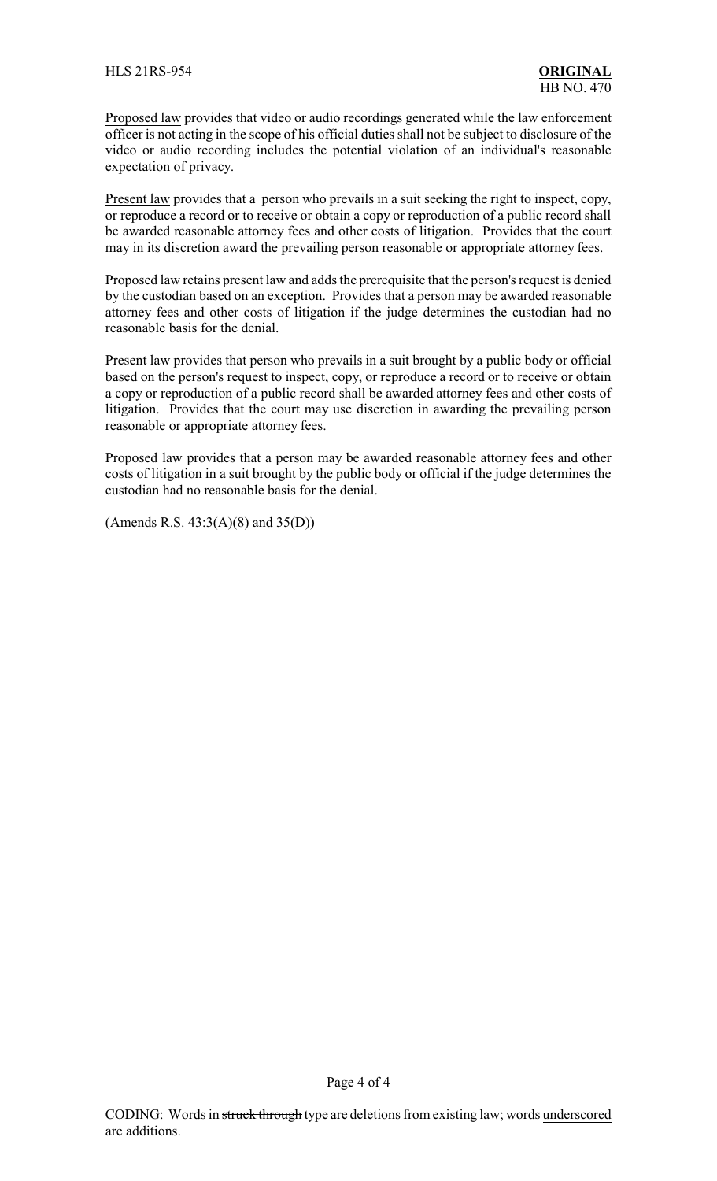Proposed law provides that video or audio recordings generated while the law enforcement officer is not acting in the scope of his official duties shall not be subject to disclosure of the video or audio recording includes the potential violation of an individual's reasonable expectation of privacy.

Present law provides that a person who prevails in a suit seeking the right to inspect, copy, or reproduce a record or to receive or obtain a copy or reproduction of a public record shall be awarded reasonable attorney fees and other costs of litigation. Provides that the court may in its discretion award the prevailing person reasonable or appropriate attorney fees.

Proposed law retains present law and adds the prerequisite that the person's request is denied by the custodian based on an exception. Provides that a person may be awarded reasonable attorney fees and other costs of litigation if the judge determines the custodian had no reasonable basis for the denial.

Present law provides that person who prevails in a suit brought by a public body or official based on the person's request to inspect, copy, or reproduce a record or to receive or obtain a copy or reproduction of a public record shall be awarded attorney fees and other costs of litigation. Provides that the court may use discretion in awarding the prevailing person reasonable or appropriate attorney fees.

Proposed law provides that a person may be awarded reasonable attorney fees and other costs of litigation in a suit brought by the public body or official if the judge determines the custodian had no reasonable basis for the denial.

(Amends R.S. 43:3(A)(8) and 35(D))

CODING: Words in ~~struck through~~ type are deletions from existing law; words underscored are additions.